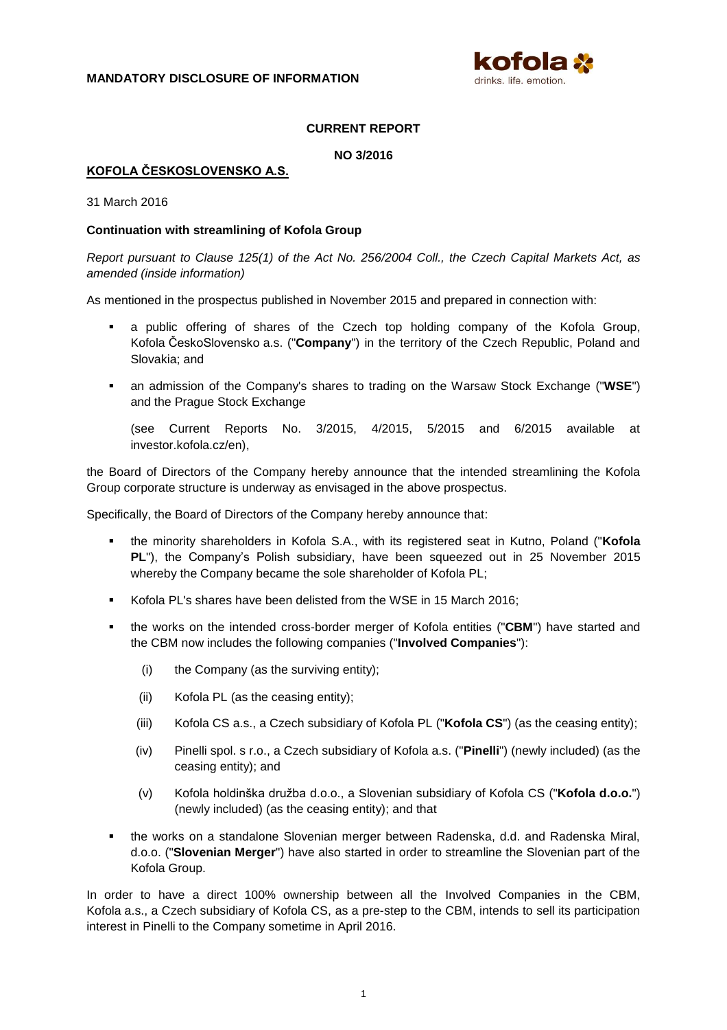**MANDATORY DISCLOSURE OF INFORMATION**

**CURRENT REPORT**

**NO 3/2016**

**KOFOLA ČESKOSLOVENSKO A.S.**

31 March 2016

**Continuation with streamlining of Kofola Group**

*Report pursuant to Clause 125(1) of the Act No. 256/2004 Coll., the Czech Capital Markets Act, as amended (inside information)*

As mentioned in the prospectus published in November 2015 and prepared in connection with:

- a public offering of shares of the Czech top holding company of the Kofola Group, Kofola ČeskoSlovensko a.s. ("**Company**") in the territory of the Czech Republic, Poland and Slovakia; and
- an admission of the Company's shares to trading on the Warsaw Stock Exchange ("**WSE**") and the Prague Stock Exchange

  (see Current Reports No. 3/2015, 4/2015, 5/2015 and 6/2015 available at investor.kofola.cz/en),

the Board of Directors of the Company hereby announce that the intended streamlining the Kofola Group corporate structure is underway as envisaged in the above prospectus.

Specifically, the Board of Directors of the Company hereby announce that:

- the minority shareholders in Kofola S.A., with its registered seat in Kutno, Poland ("**Kofola PL**"), the Company's Polish subsidiary, have been squeezed out in 25 November 2015 whereby the Company became the sole shareholder of Kofola PL;
- Kofola PL's shares have been delisted from the WSE in 15 March 2016;
- the works on the intended cross-border merger of Kofola entities ("**CBM**") have started and the CBM now includes the following companies ("**Involved Companies**"):
  - (i) the Company (as the surviving entity);
  - (ii) Kofola PL (as the ceasing entity);
  - (iii) Kofola CS a.s., a Czech subsidiary of Kofola PL ("**Kofola CS**") (as the ceasing entity);
  - (iv) Pinelli spol. s r.o., a Czech subsidiary of Kofola a.s. ("**Pinelli**") (newly included) (as the ceasing entity); and
  - (v) Kofola holdinška družba d.o.o., a Slovenian subsidiary of Kofola CS ("**Kofola d.o.o.**") (newly included) (as the ceasing entity); and that
- the works on a standalone Slovenian merger between Radenska, d.d. and Radenska Miral, d.o.o. ("**Slovenian Merger**") have also started in order to streamline the Slovenian part of the Kofola Group.

In order to have a direct 100% ownership between all the Involved Companies in the CBM, Kofola a.s., a Czech subsidiary of Kofola CS, as a pre-step to the CBM, intends to sell its participation interest in Pinelli to the Company sometime in April 2016.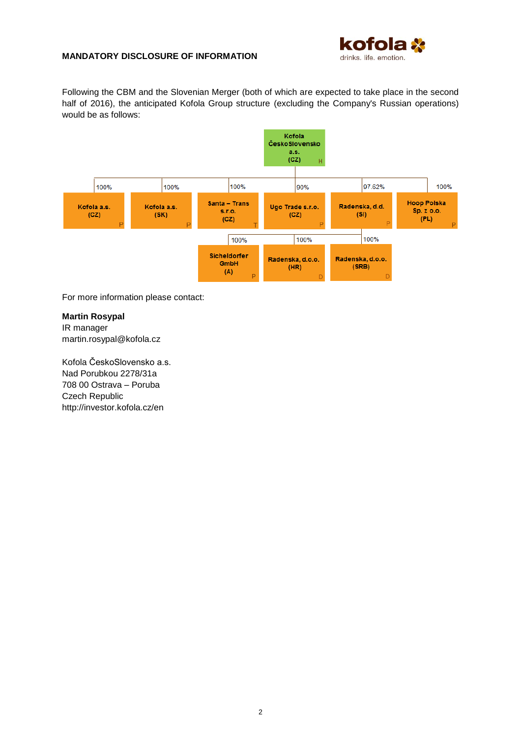**MANDATORY DISCLOSURE OF INFORMATION**

Following the CBM and the Slovenian Merger (both of which are expected to take place in the second half of 2016), the anticipated Kofola Group structure (excluding the Company's Russian operations) would be as follows:

Kofola ČeskoSlovensko a.s. (CZ) H

100% Kofola a.s. (CZ) P

100% Kofola a.s. (SK) P

100% Santa – Trans s.r.o. (CZ) T

90% Ugo Trade s.r.o. (CZ) P

97.62% Radenska, d.d. (SI) P

100% Hoop Polska Sp. z o.o. (PL) P

100% Sicheldorfer GmbH (A) P

100% Radenska, d.o.o. (HR) D

100% Radenska, d.o.o. (SRB) D

For more information please contact:

**Martin Rosypal**
IR manager
martin.rosypal@kofola.cz

Kofola ČeskoSlovensko a.s.
Nad Porubkou 2278/31a
708 00 Ostrava – Poruba
Czech Republic
http://investor.kofola.cz/en